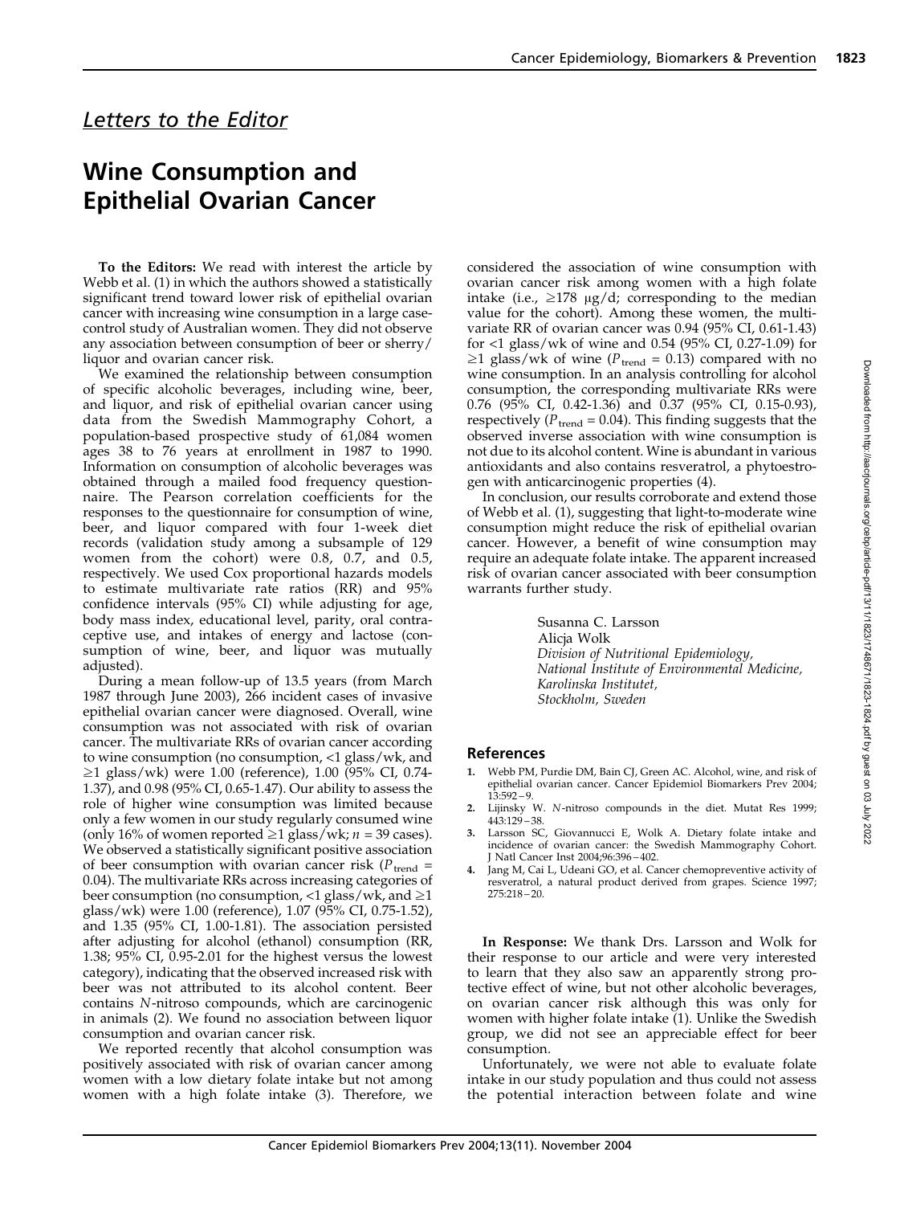## *Letters to the Editor*

# Wine Consumption and Epithelial Ovarian Cancer

**To the Editors:** We read with interest the article by Webb et al. (1) in which the authors showed a statistically significant trend toward lower risk of epithelial ovarian cancer with increasing wine consumption in a large case-control study of Australian women. They did not observe any association between consumption of beer or sherry/liquor and ovarian cancer risk.

We examined the relationship between consumption of specific alcoholic beverages, including wine, beer, and liquor, and risk of epithelial ovarian cancer using data from the Swedish Mammography Cohort, a population-based prospective study of 61,084 women ages 38 to 76 years at enrollment in 1987 to 1990. Information on consumption of alcoholic beverages was obtained through a mailed food frequency questionnaire. The Pearson correlation coefficients for the responses to the questionnaire for consumption of wine, beer, and liquor compared with four 1-week diet records (validation study among a subsample of 129 women from the cohort) were 0.8, 0.7, and 0.5, respectively. We used Cox proportional hazards models to estimate multivariate rate ratios (RR) and 95% confidence intervals (95% CI) while adjusting for age, body mass index, educational level, parity, oral contraceptive use, and intakes of energy and lactose (consumption of wine, beer, and liquor was mutually adjusted).

During a mean follow-up of 13.5 years (from March 1987 through June 2003), 266 incident cases of invasive epithelial ovarian cancer were diagnosed. Overall, wine consumption was not associated with risk of ovarian cancer. The multivariate RRs of ovarian cancer according to wine consumption (no consumption, <1 glass/wk, and ≥1 glass/wk) were 1.00 (reference), 1.00 (95% CI, 0.74-1.37), and 0.98 (95% CI, 0.65-1.47). Our ability to assess the role of higher wine consumption was limited because only a few women in our study regularly consumed wine (only 16% of women reported ≥1 glass/wk; $n$ = 39 cases). We observed a statistically significant positive association of beer consumption with ovarian cancer risk ($P_{\text{trend}}$ = 0.04). The multivariate RRs across increasing categories of beer consumption (no consumption, <1 glass/wk, and ≥1 glass/wk) were 1.00 (reference), 1.07 (95% CI, 0.75-1.52), and 1.35 (95% CI, 1.00-1.81). The association persisted after adjusting for alcohol (ethanol) consumption (RR, 1.38; 95% CI, 0.95-2.01 for the highest versus the lowest category), indicating that the observed increased risk with beer was not attributed to its alcohol content. Beer contains *N*-nitroso compounds, which are carcinogenic in animals (2). We found no association between liquor consumption and ovarian cancer risk.

We reported recently that alcohol consumption was positively associated with risk of ovarian cancer among women with a low dietary folate intake but not among women with a high folate intake (3). Therefore, we considered the association of wine consumption with ovarian cancer risk among women with a high folate intake (i.e., ≥178 μg/d; corresponding to the median value for the cohort). Among these women, the multivariate RR of ovarian cancer was 0.94 (95% CI, 0.61-1.43) for <1 glass/wk of wine and 0.54 (95% CI, 0.27-1.09) for ≥1 glass/wk of wine ($P_{\text{trend}}$ = 0.13) compared with no wine consumption. In an analysis controlling for alcohol consumption, the corresponding multivariate RRs were 0.76 (95% CI, 0.42-1.36) and 0.37 (95% CI, 0.15-0.93), respectively ($P_{\text{trend}}$ = 0.04). This finding suggests that the observed inverse association with wine consumption is not due to its alcohol content. Wine is abundant in various antioxidants and also contains resveratrol, a phytoestrogen with anticarcinogenic properties (4).

In conclusion, our results corroborate and extend those of Webb et al. (1), suggesting that light-to-moderate wine consumption might reduce the risk of epithelial ovarian cancer. However, a benefit of wine consumption may require an adequate folate intake. The apparent increased risk of ovarian cancer associated with beer consumption warrants further study.

Susanna C. Larsson  
Alicja Wolk  
*Division of Nutritional Epidemiology,*  
*National Institute of Environmental Medicine,*  
*Karolinska Institutet,*  
*Stockholm, Sweden*

## References

1. Webb PM, Purdie DM, Bain CJ, Green AC. Alcohol, wine, and risk of epithelial ovarian cancer. Cancer Epidemiol Biomarkers Prev 2004;13:592–9.
2. Lijinsky W. *N*-nitroso compounds in the diet. Mutat Res 1999;443:129–38.
3. Larsson SC, Giovannucci E, Wolk A. Dietary folate intake and incidence of ovarian cancer: the Swedish Mammography Cohort. J Natl Cancer Inst 2004;96:396–402.
4. Jang M, Cai L, Udeani GO, et al. Cancer chemopreventive activity of resveratrol, a natural product derived from grapes. Science 1997;275:218–20.

**In Response:** We thank Drs. Larsson and Wolk for their response to our article and were very interested to learn that they also saw an apparently strong protective effect of wine, but not other alcoholic beverages, on ovarian cancer risk although this was only for women with higher folate intake (1). Unlike the Swedish group, we did not see an appreciable effect for beer consumption.

Unfortunately, we were not able to evaluate folate intake in our study population and thus could not assess the potential interaction between folate and wine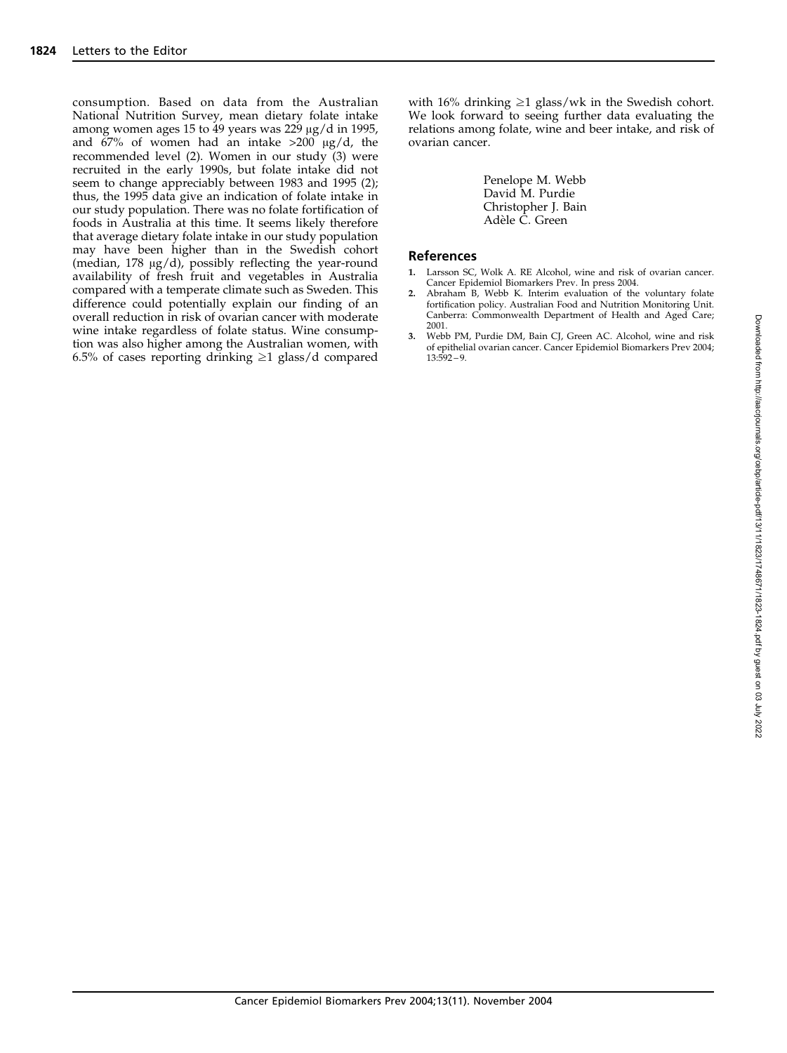consumption. Based on data from the Australian National Nutrition Survey, mean dietary folate intake among women ages 15 to 49 years was 229 μg/d in 1995, and 67% of women had an intake >200 μg/d, the recommended level (2). Women in our study (3) were recruited in the early 1990s, but folate intake did not seem to change appreciably between 1983 and 1995 (2); thus, the 1995 data give an indication of folate intake in our study population. There was no folate fortification of foods in Australia at this time. It seems likely therefore that average dietary folate intake in our study population may have been higher than in the Swedish cohort (median, 178 μg/d), possibly reflecting the year-round availability of fresh fruit and vegetables in Australia compared with a temperate climate such as Sweden. This difference could potentially explain our finding of an overall reduction in risk of ovarian cancer with moderate wine intake regardless of folate status. Wine consumption was also higher among the Australian women, with 6.5% of cases reporting drinking ≥1 glass/d compared with 16% drinking ≥1 glass/wk in the Swedish cohort. We look forward to seeing further data evaluating the relations among folate, wine and beer intake, and risk of ovarian cancer.

Penelope M. Webb
David M. Purdie
Christopher J. Bain
Adèle C. Green

## References

1. Larsson SC, Wolk A. RE Alcohol, wine and risk of ovarian cancer. Cancer Epidemiol Biomarkers Prev. In press 2004.
2. Abraham B, Webb K. Interim evaluation of the voluntary folate fortification policy. Australian Food and Nutrition Monitoring Unit. Canberra: Commonwealth Department of Health and Aged Care; 2001.
3. Webb PM, Purdie DM, Bain CJ, Green AC. Alcohol, wine and risk of epithelial ovarian cancer. Cancer Epidemiol Biomarkers Prev 2004; 13:592–9.